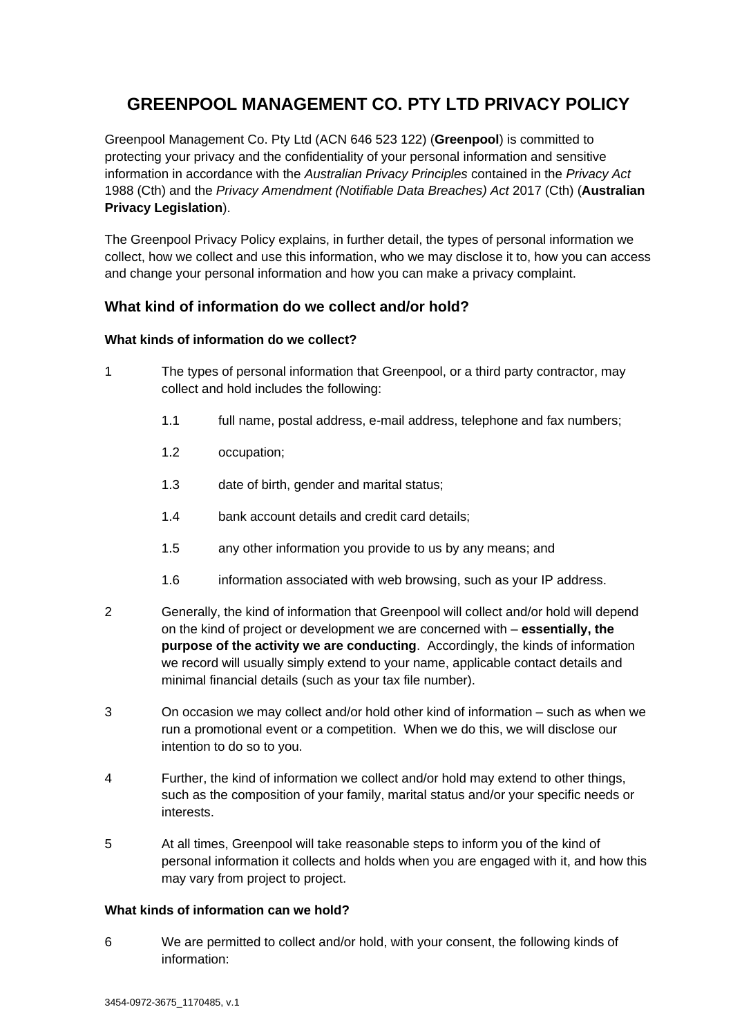# GREENPOOL MANAGEMENT CO. PTY LTD PRIVACY POLICY

Greenpool Management Co. Pty Ltd (ACN 646 523 122) (**Greenpool**) is committed to protecting your privacy and the confidentiality of your personal information and sensitive information in accordance with the *Australian Privacy Principles* contained in the *Privacy Act* 1988 (Cth) and the *Privacy Amendment (Notifiable Data Breaches) Act* 2017 (Cth) (**Australian Privacy Legislation**).

The Greenpool Privacy Policy explains, in further detail, the types of personal information we collect, how we collect and use this information, who we may disclose it to, how you can access and change your personal information and how you can make a privacy complaint.

## What kind of information do we collect and/or hold?

### What kinds of information do we collect?

1 The types of personal information that Greenpool, or a third party contractor, may collect and hold includes the following:

   1.1 full name, postal address, e-mail address, telephone and fax numbers;

   1.2 occupation;

   1.3 date of birth, gender and marital status;

   1.4 bank account details and credit card details;

   1.5 any other information you provide to us by any means; and

   1.6 information associated with web browsing, such as your IP address.

2 Generally, the kind of information that Greenpool will collect and/or hold will depend on the kind of project or development we are concerned with – **essentially, the purpose of the activity we are conducting**. Accordingly, the kinds of information we record will usually simply extend to your name, applicable contact details and minimal financial details (such as your tax file number).

3 On occasion we may collect and/or hold other kind of information – such as when we run a promotional event or a competition. When we do this, we will disclose our intention to do so to you.

4 Further, the kind of information we collect and/or hold may extend to other things, such as the composition of your family, marital status and/or your specific needs or interests.

5 At all times, Greenpool will take reasonable steps to inform you of the kind of personal information it collects and holds when you are engaged with it, and how this may vary from project to project.

### What kinds of information can we hold?

6 We are permitted to collect and/or hold, with your consent, the following kinds of information: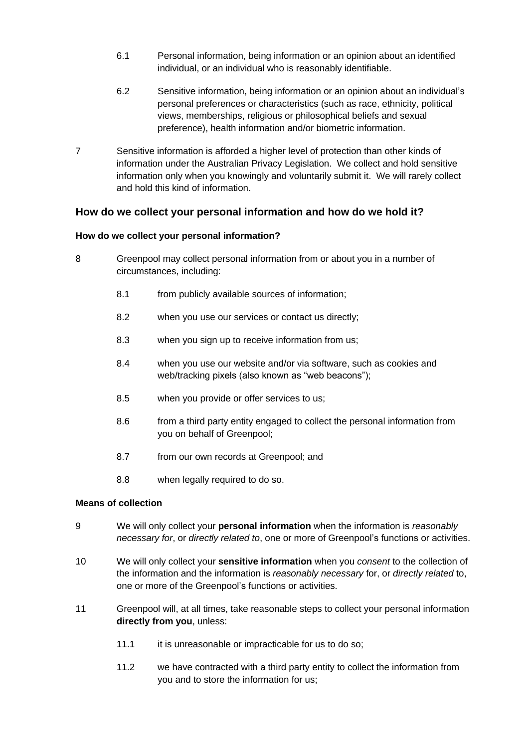6.1 Personal information, being information or an opinion about an identified individual, or an individual who is reasonably identifiable.

6.2 Sensitive information, being information or an opinion about an individual's personal preferences or characteristics (such as race, ethnicity, political views, memberships, religious or philosophical beliefs and sexual preference), health information and/or biometric information.

7 Sensitive information is afforded a higher level of protection than other kinds of information under the Australian Privacy Legislation. We collect and hold sensitive information only when you knowingly and voluntarily submit it. We will rarely collect and hold this kind of information.

## How do we collect your personal information and how do we hold it?

### How do we collect your personal information?

8 Greenpool may collect personal information from or about you in a number of circumstances, including:

8.1 from publicly available sources of information;

8.2 when you use our services or contact us directly;

8.3 when you sign up to receive information from us;

8.4 when you use our website and/or via software, such as cookies and web/tracking pixels (also known as "web beacons");

8.5 when you provide or offer services to us;

8.6 from a third party entity engaged to collect the personal information from you on behalf of Greenpool;

8.7 from our own records at Greenpool; and

8.8 when legally required to do so.

### Means of collection

9 We will only collect your **personal information** when the information is *reasonably necessary for*, or *directly related to*, one or more of Greenpool's functions or activities.

10 We will only collect your **sensitive information** when you *consent* to the collection of the information and the information is *reasonably necessary* for, or *directly related* to, one or more of the Greenpool's functions or activities.

11 Greenpool will, at all times, take reasonable steps to collect your personal information **directly from you**, unless:

11.1 it is unreasonable or impracticable for us to do so;

11.2 we have contracted with a third party entity to collect the information from you and to store the information for us;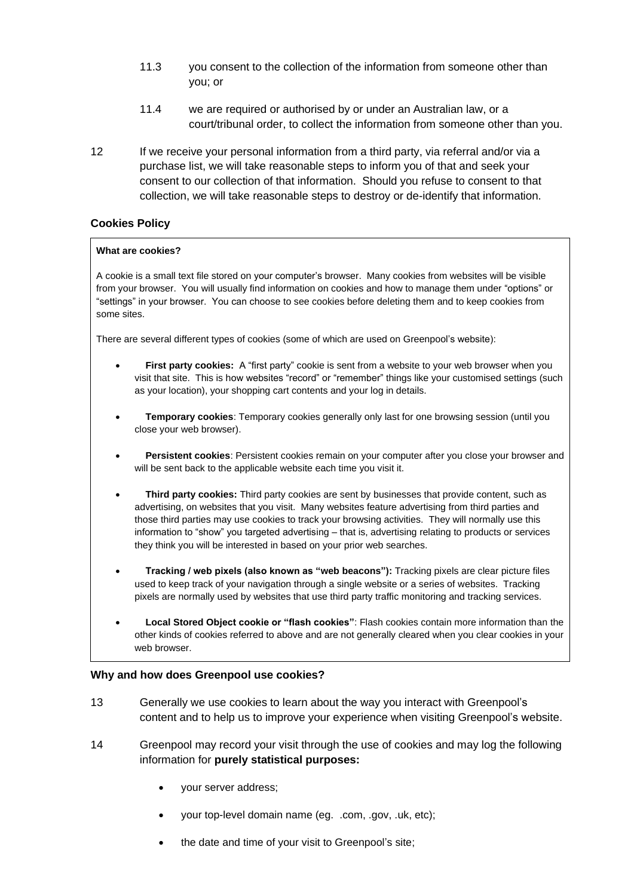11.3 you consent to the collection of the information from someone other than you; or

11.4 we are required or authorised by or under an Australian law, or a court/tribunal order, to collect the information from someone other than you.

12 If we receive your personal information from a third party, via referral and/or via a purchase list, we will take reasonable steps to inform you of that and seek your consent to our collection of that information. Should you refuse to consent to that collection, we will take reasonable steps to destroy or de-identify that information.

### Cookies Policy

**What are cookies?**

A cookie is a small text file stored on your computer's browser. Many cookies from websites will be visible from your browser. You will usually find information on cookies and how to manage them under "options" or "settings" in your browser. You can choose to see cookies before deleting them and to keep cookies from some sites.

There are several different types of cookies (some of which are used on Greenpool's website):

- **First party cookies:** A "first party" cookie is sent from a website to your web browser when you visit that site. This is how websites "record" or "remember" things like your customised settings (such as your location), your shopping cart contents and your log in details.
- **Temporary cookies**: Temporary cookies generally only last for one browsing session (until you close your web browser).
- **Persistent cookies**: Persistent cookies remain on your computer after you close your browser and will be sent back to the applicable website each time you visit it.
- **Third party cookies:** Third party cookies are sent by businesses that provide content, such as advertising, on websites that you visit. Many websites feature advertising from third parties and those third parties may use cookies to track your browsing activities. They will normally use this information to "show" you targeted advertising – that is, advertising relating to products or services they think you will be interested in based on your prior web searches.
- **Tracking / web pixels (also known as "web beacons"):** Tracking pixels are clear picture files used to keep track of your navigation through a single website or a series of websites. Tracking pixels are normally used by websites that use third party traffic monitoring and tracking services.
- **Local Stored Object cookie or "flash cookies"**: Flash cookies contain more information than the other kinds of cookies referred to above and are not generally cleared when you clear cookies in your web browser.

### Why and how does Greenpool use cookies?

13 Generally we use cookies to learn about the way you interact with Greenpool's content and to help us to improve your experience when visiting Greenpool's website.

14 Greenpool may record your visit through the use of cookies and may log the following information for **purely statistical purposes:**

- your server address;
- your top-level domain name (eg. .com, .gov, .uk, etc);
- the date and time of your visit to Greenpool's site;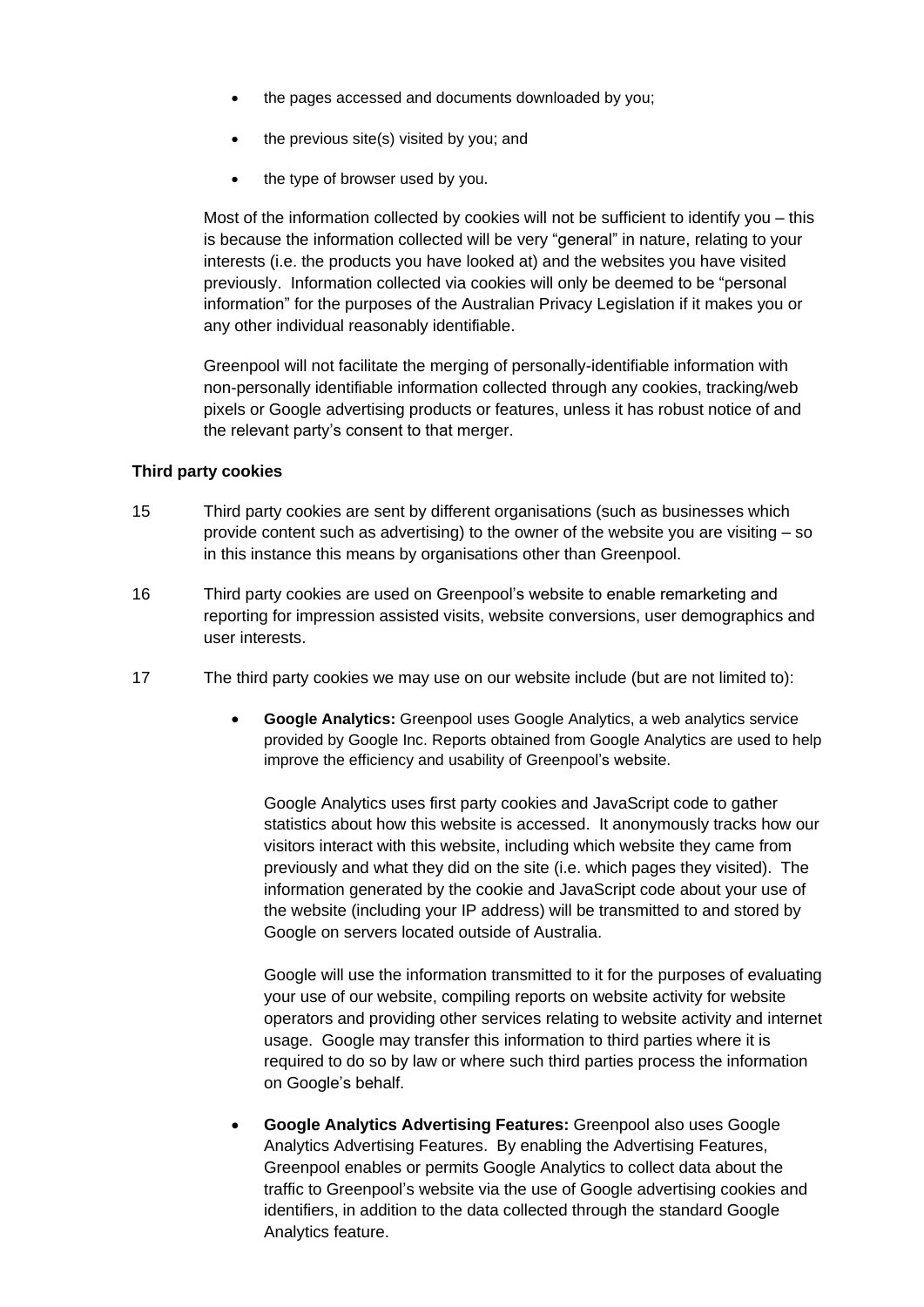- the pages accessed and documents downloaded by you;
- the previous site(s) visited by you; and
- the type of browser used by you.

Most of the information collected by cookies will not be sufficient to identify you – this is because the information collected will be very "general" in nature, relating to your interests (i.e. the products you have looked at) and the websites you have visited previously. Information collected via cookies will only be deemed to be "personal information" for the purposes of the Australian Privacy Legislation if it makes you or any other individual reasonably identifiable.

Greenpool will not facilitate the merging of personally-identifiable information with non-personally identifiable information collected through any cookies, tracking/web pixels or Google advertising products or features, unless it has robust notice of and the relevant party's consent to that merger.

**Third party cookies**

15 Third party cookies are sent by different organisations (such as businesses which provide content such as advertising) to the owner of the website you are visiting – so in this instance this means by organisations other than Greenpool.

16 Third party cookies are used on Greenpool's website to enable remarketing and reporting for impression assisted visits, website conversions, user demographics and user interests.

17 The third party cookies we may use on our website include (but are not limited to):

- **Google Analytics:** Greenpool uses Google Analytics, a web analytics service provided by Google Inc. Reports obtained from Google Analytics are used to help improve the efficiency and usability of Greenpool's website.

  Google Analytics uses first party cookies and JavaScript code to gather statistics about how this website is accessed. It anonymously tracks how our visitors interact with this website, including which website they came from previously and what they did on the site (i.e. which pages they visited). The information generated by the cookie and JavaScript code about your use of the website (including your IP address) will be transmitted to and stored by Google on servers located outside of Australia.

  Google will use the information transmitted to it for the purposes of evaluating your use of our website, compiling reports on website activity for website operators and providing other services relating to website activity and internet usage. Google may transfer this information to third parties where it is required to do so by law or where such third parties process the information on Google's behalf.

- **Google Analytics Advertising Features:** Greenpool also uses Google Analytics Advertising Features. By enabling the Advertising Features, Greenpool enables or permits Google Analytics to collect data about the traffic to Greenpool's website via the use of Google advertising cookies and identifiers, in addition to the data collected through the standard Google Analytics feature.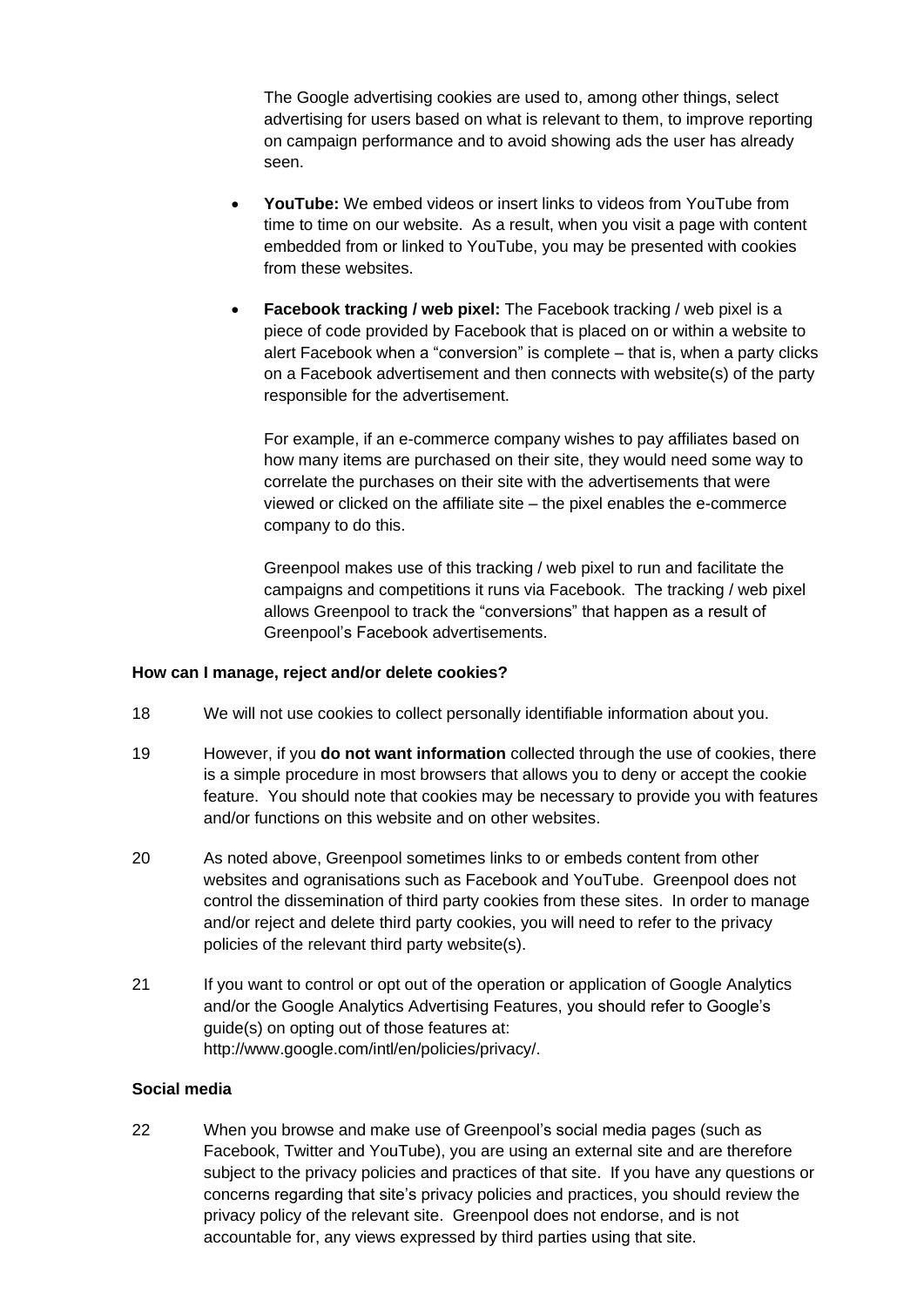The Google advertising cookies are used to, among other things, select advertising for users based on what is relevant to them, to improve reporting on campaign performance and to avoid showing ads the user has already seen.

- **YouTube:** We embed videos or insert links to videos from YouTube from time to time on our website. As a result, when you visit a page with content embedded from or linked to YouTube, you may be presented with cookies from these websites.

- **Facebook tracking / web pixel:** The Facebook tracking / web pixel is a piece of code provided by Facebook that is placed on or within a website to alert Facebook when a "conversion" is complete – that is, when a party clicks on a Facebook advertisement and then connects with website(s) of the party responsible for the advertisement.

  For example, if an e-commerce company wishes to pay affiliates based on how many items are purchased on their site, they would need some way to correlate the purchases on their site with the advertisements that were viewed or clicked on the affiliate site – the pixel enables the e-commerce company to do this.

  Greenpool makes use of this tracking / web pixel to run and facilitate the campaigns and competitions it runs via Facebook. The tracking / web pixel allows Greenpool to track the "conversions" that happen as a result of Greenpool's Facebook advertisements.

**How can I manage, reject and/or delete cookies?**

18 We will not use cookies to collect personally identifiable information about you.

19 However, if you **do not want information** collected through the use of cookies, there is a simple procedure in most browsers that allows you to deny or accept the cookie feature. You should note that cookies may be necessary to provide you with features and/or functions on this website and on other websites.

20 As noted above, Greenpool sometimes links to or embeds content from other websites and ogranisations such as Facebook and YouTube. Greenpool does not control the dissemination of third party cookies from these sites. In order to manage and/or reject and delete third party cookies, you will need to refer to the privacy policies of the relevant third party website(s).

21 If you want to control or opt out of the operation or application of Google Analytics and/or the Google Analytics Advertising Features, you should refer to Google's guide(s) on opting out of those features at: http://www.google.com/intl/en/policies/privacy/.

**Social media**

22 When you browse and make use of Greenpool's social media pages (such as Facebook, Twitter and YouTube), you are using an external site and are therefore subject to the privacy policies and practices of that site. If you have any questions or concerns regarding that site's privacy policies and practices, you should review the privacy policy of the relevant site. Greenpool does not endorse, and is not accountable for, any views expressed by third parties using that site.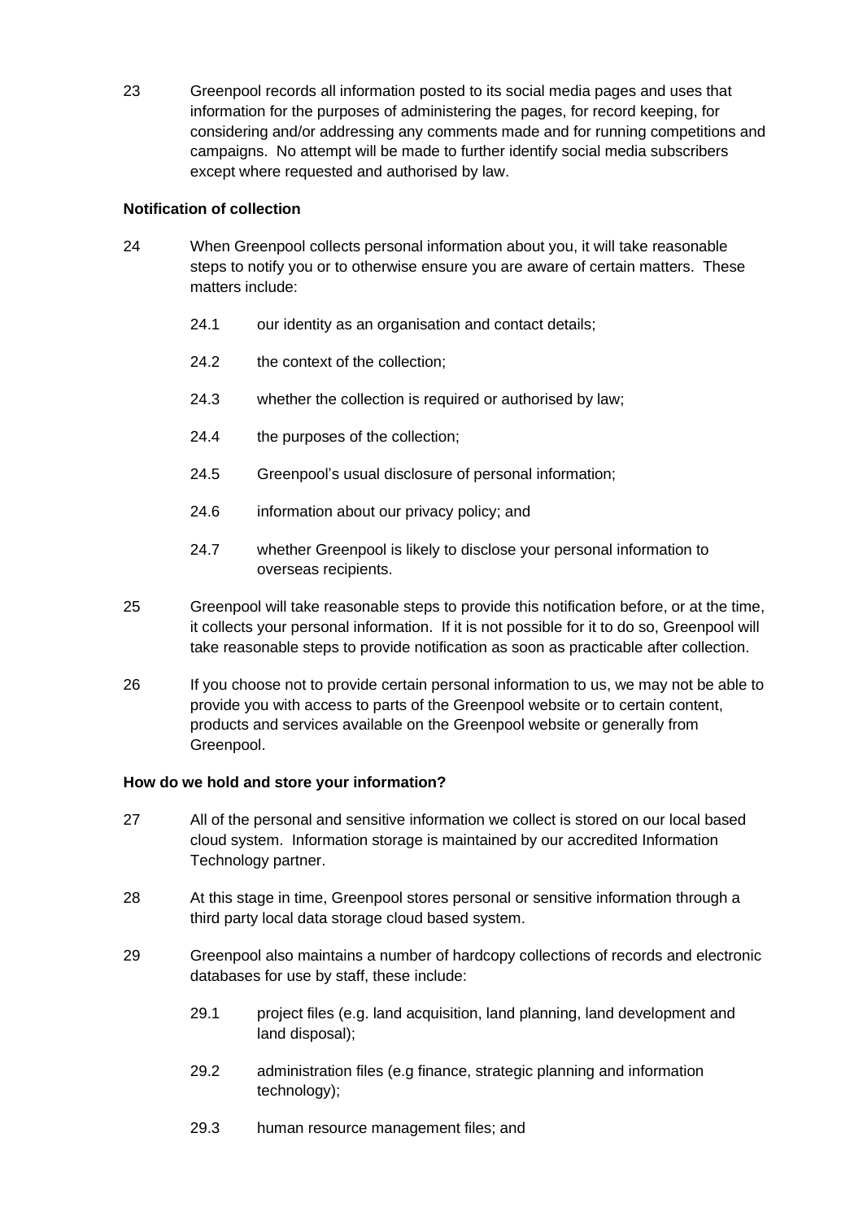23 Greenpool records all information posted to its social media pages and uses that information for the purposes of administering the pages, for record keeping, for considering and/or addressing any comments made and for running competitions and campaigns. No attempt will be made to further identify social media subscribers except where requested and authorised by law.

**Notification of collection**

24 When Greenpool collects personal information about you, it will take reasonable steps to notify you or to otherwise ensure you are aware of certain matters. These matters include:

24.1 our identity as an organisation and contact details;

24.2 the context of the collection;

24.3 whether the collection is required or authorised by law;

24.4 the purposes of the collection;

24.5 Greenpool's usual disclosure of personal information;

24.6 information about our privacy policy; and

24.7 whether Greenpool is likely to disclose your personal information to overseas recipients.

25 Greenpool will take reasonable steps to provide this notification before, or at the time, it collects your personal information. If it is not possible for it to do so, Greenpool will take reasonable steps to provide notification as soon as practicable after collection.

26 If you choose not to provide certain personal information to us, we may not be able to provide you with access to parts of the Greenpool website or to certain content, products and services available on the Greenpool website or generally from Greenpool.

**How do we hold and store your information?**

27 All of the personal and sensitive information we collect is stored on our local based cloud system. Information storage is maintained by our accredited Information Technology partner.

28 At this stage in time, Greenpool stores personal or sensitive information through a third party local data storage cloud based system.

29 Greenpool also maintains a number of hardcopy collections of records and electronic databases for use by staff, these include:

29.1 project files (e.g. land acquisition, land planning, land development and land disposal);

29.2 administration files (e.g finance, strategic planning and information technology);

29.3 human resource management files; and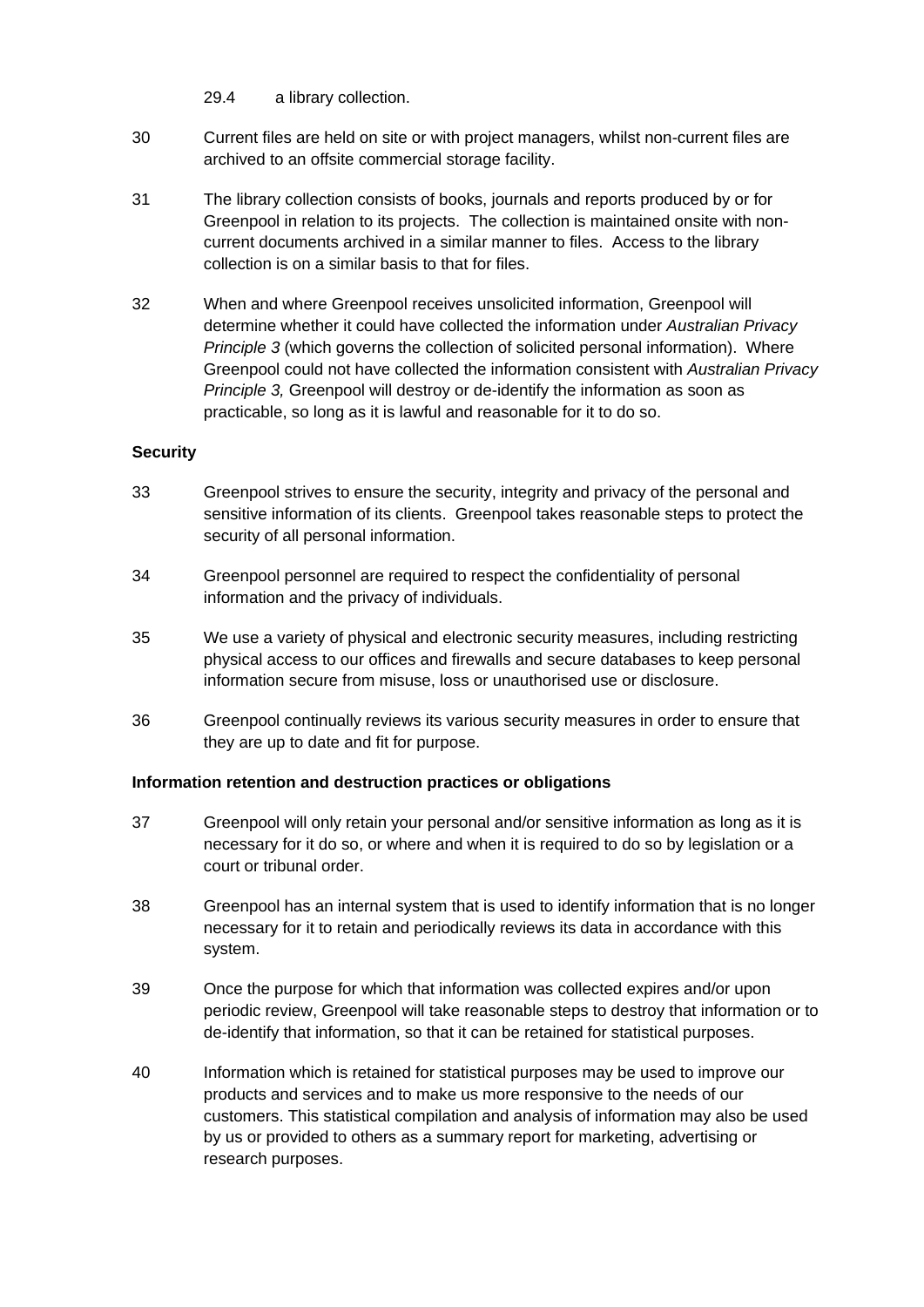29.4 a library collection.

30 Current files are held on site or with project managers, whilst non-current files are archived to an offsite commercial storage facility.

31 The library collection consists of books, journals and reports produced by or for Greenpool in relation to its projects. The collection is maintained onsite with non-current documents archived in a similar manner to files. Access to the library collection is on a similar basis to that for files.

32 When and where Greenpool receives unsolicited information, Greenpool will determine whether it could have collected the information under *Australian Privacy Principle 3* (which governs the collection of solicited personal information). Where Greenpool could not have collected the information consistent with *Australian Privacy Principle 3,* Greenpool will destroy or de-identify the information as soon as practicable, so long as it is lawful and reasonable for it to do so.

**Security**

33 Greenpool strives to ensure the security, integrity and privacy of the personal and sensitive information of its clients. Greenpool takes reasonable steps to protect the security of all personal information.

34 Greenpool personnel are required to respect the confidentiality of personal information and the privacy of individuals.

35 We use a variety of physical and electronic security measures, including restricting physical access to our offices and firewalls and secure databases to keep personal information secure from misuse, loss or unauthorised use or disclosure.

36 Greenpool continually reviews its various security measures in order to ensure that they are up to date and fit for purpose.

**Information retention and destruction practices or obligations**

37 Greenpool will only retain your personal and/or sensitive information as long as it is necessary for it do so, or where and when it is required to do so by legislation or a court or tribunal order.

38 Greenpool has an internal system that is used to identify information that is no longer necessary for it to retain and periodically reviews its data in accordance with this system.

39 Once the purpose for which that information was collected expires and/or upon periodic review, Greenpool will take reasonable steps to destroy that information or to de-identify that information, so that it can be retained for statistical purposes.

40 Information which is retained for statistical purposes may be used to improve our products and services and to make us more responsive to the needs of our customers. This statistical compilation and analysis of information may also be used by us or provided to others as a summary report for marketing, advertising or research purposes.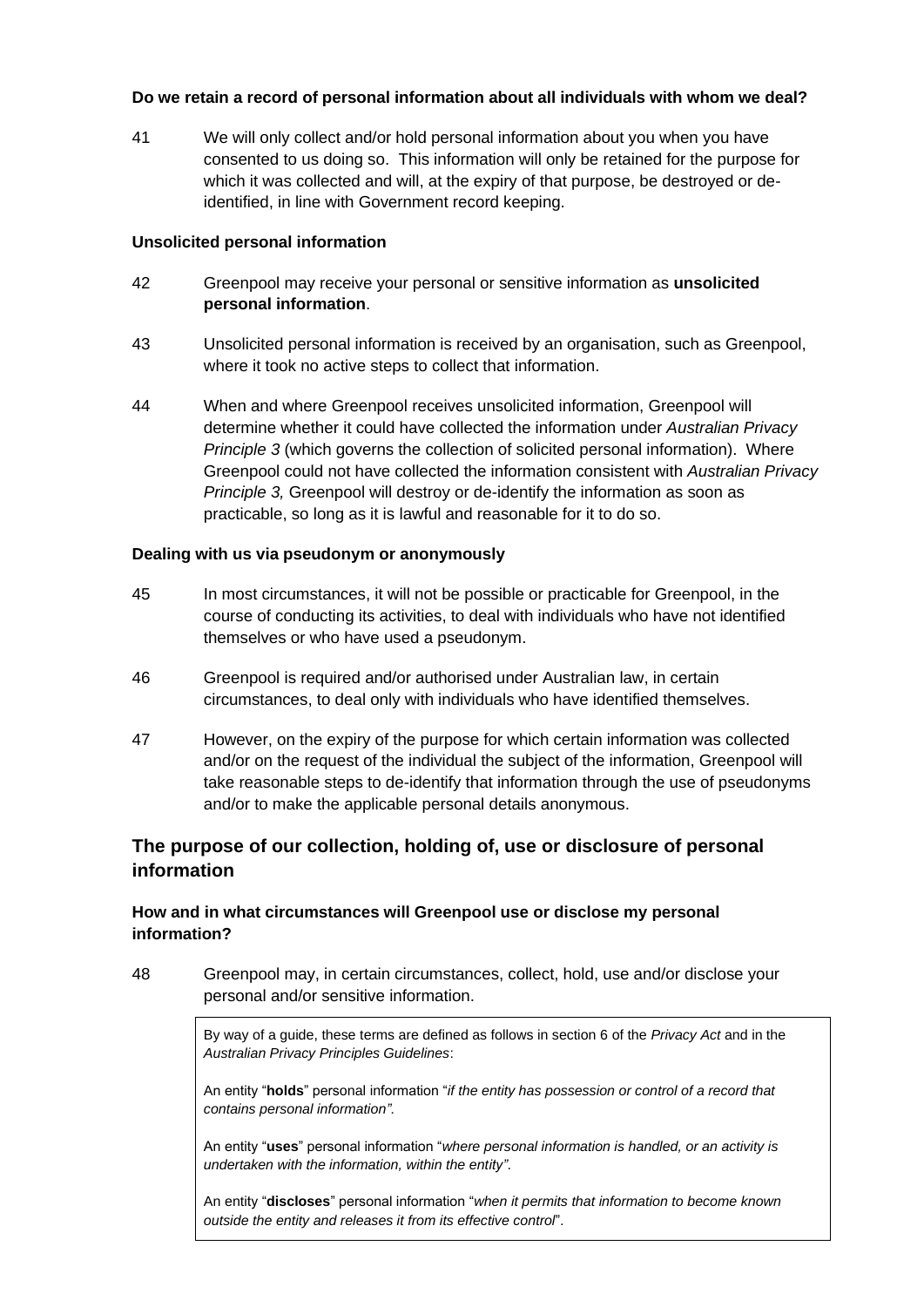**Do we retain a record of personal information about all individuals with whom we deal?**

41 We will only collect and/or hold personal information about you when you have consented to us doing so. This information will only be retained for the purpose for which it was collected and will, at the expiry of that purpose, be destroyed or de-identified, in line with Government record keeping.

**Unsolicited personal information**

42 Greenpool may receive your personal or sensitive information as **unsolicited personal information**.

43 Unsolicited personal information is received by an organisation, such as Greenpool, where it took no active steps to collect that information.

44 When and where Greenpool receives unsolicited information, Greenpool will determine whether it could have collected the information under *Australian Privacy Principle 3* (which governs the collection of solicited personal information). Where Greenpool could not have collected the information consistent with *Australian Privacy Principle 3,* Greenpool will destroy or de-identify the information as soon as practicable, so long as it is lawful and reasonable for it to do so.

**Dealing with us via pseudonym or anonymously**

45 In most circumstances, it will not be possible or practicable for Greenpool, in the course of conducting its activities, to deal with individuals who have not identified themselves or who have used a pseudonym.

46 Greenpool is required and/or authorised under Australian law, in certain circumstances, to deal only with individuals who have identified themselves.

47 However, on the expiry of the purpose for which certain information was collected and/or on the request of the individual the subject of the information, Greenpool will take reasonable steps to de-identify that information through the use of pseudonyms and/or to make the applicable personal details anonymous.

## The purpose of our collection, holding of, use or disclosure of personal information

### How and in what circumstances will Greenpool use or disclose my personal information?

48 Greenpool may, in certain circumstances, collect, hold, use and/or disclose your personal and/or sensitive information.

> By way of a guide, these terms are defined as follows in section 6 of the *Privacy Act* and in the *Australian Privacy Principles Guidelines*:
>
> An entity "**holds**" personal information "*if the entity has possession or control of a record that contains personal information".*
>
> An entity "**uses**" personal information "*where personal information is handled, or an activity is undertaken with the information, within the entity".*
>
> An entity "**discloses**" personal information "*when it permits that information to become known outside the entity and releases it from its effective control*".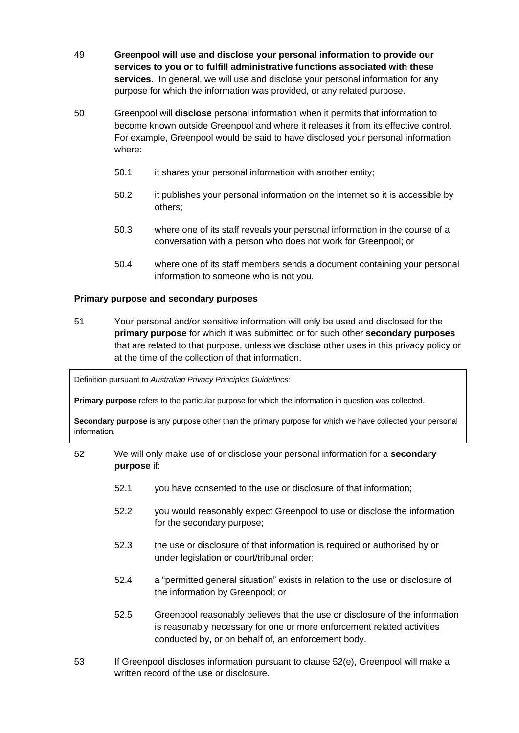49 **Greenpool will use and disclose your personal information to provide our services to you or to fulfill administrative functions associated with these services.** In general, we will use and disclose your personal information for any purpose for which the information was provided, or any related purpose.

50 Greenpool will **disclose** personal information when it permits that information to become known outside Greenpool and where it releases it from its effective control. For example, Greenpool would be said to have disclosed your personal information where:

- 50.1 it shares your personal information with another entity;
- 50.2 it publishes your personal information on the internet so it is accessible by others;
- 50.3 where one of its staff reveals your personal information in the course of a conversation with a person who does not work for Greenpool; or
- 50.4 where one of its staff members sends a document containing your personal information to someone who is not you.

**Primary purpose and secondary purposes**

51 Your personal and/or sensitive information will only be used and disclosed for the **primary purpose** for which it was submitted or for such other **secondary purposes** that are related to that purpose, unless we disclose other uses in this privacy policy or at the time of the collection of that information.

> Definition pursuant to *Australian Privacy Principles Guidelines*:
>
> **Primary purpose** refers to the particular purpose for which the information in question was collected.
>
> **Secondary purpose** is any purpose other than the primary purpose for which we have collected your personal information.

52 We will only make use of or disclose your personal information for a **secondary purpose** if:

- 52.1 you have consented to the use or disclosure of that information;
- 52.2 you would reasonably expect Greenpool to use or disclose the information for the secondary purpose;
- 52.3 the use or disclosure of that information is required or authorised by or under legislation or court/tribunal order;
- 52.4 a "permitted general situation" exists in relation to the use or disclosure of the information by Greenpool; or
- 52.5 Greenpool reasonably believes that the use or disclosure of the information is reasonably necessary for one or more enforcement related activities conducted by, or on behalf of, an enforcement body.

53 If Greenpool discloses information pursuant to clause 52(e), Greenpool will make a written record of the use or disclosure.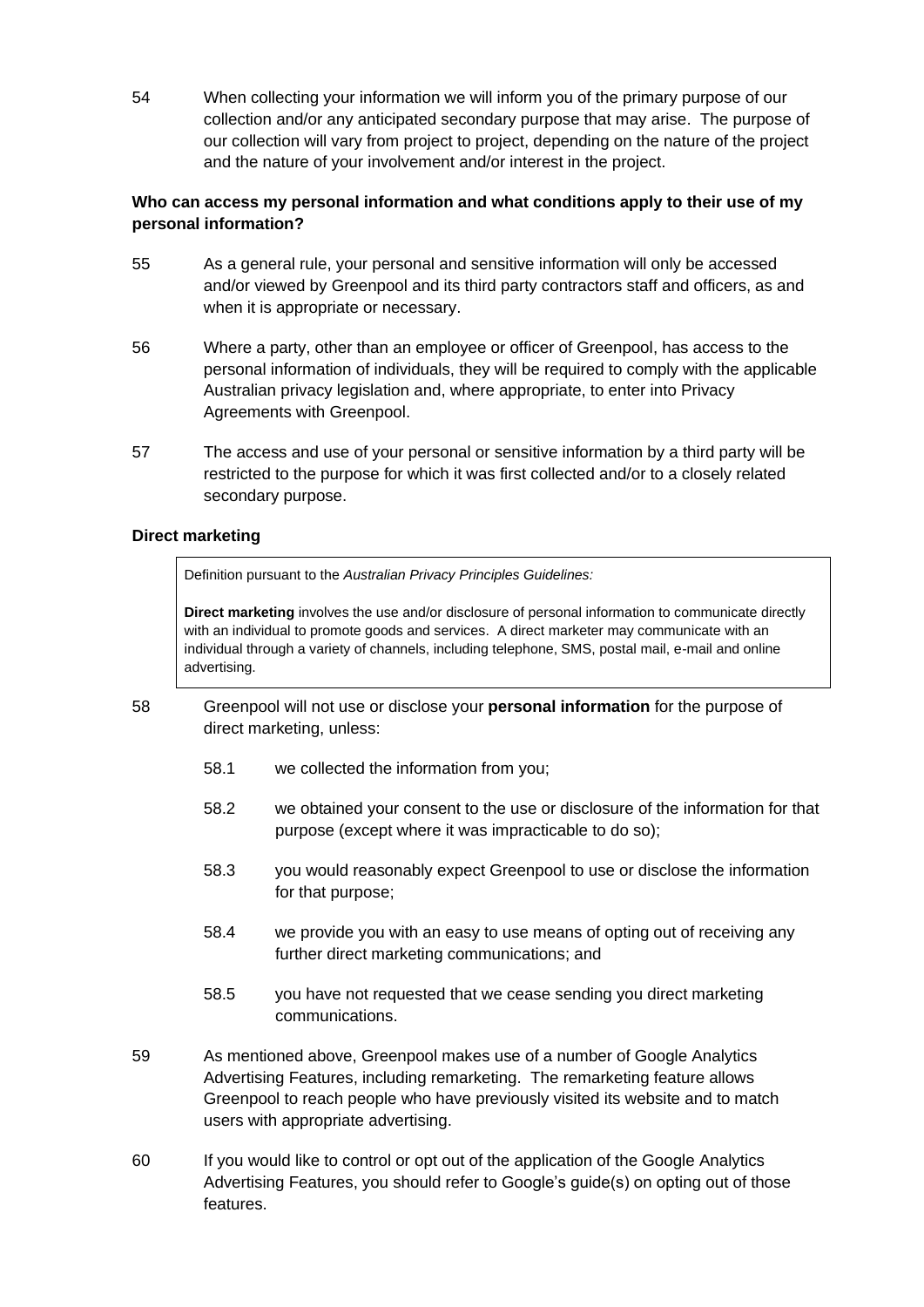54 When collecting your information we will inform you of the primary purpose of our collection and/or any anticipated secondary purpose that may arise. The purpose of our collection will vary from project to project, depending on the nature of the project and the nature of your involvement and/or interest in the project.

**Who can access my personal information and what conditions apply to their use of my personal information?**

55 As a general rule, your personal and sensitive information will only be accessed and/or viewed by Greenpool and its third party contractors staff and officers, as and when it is appropriate or necessary.

56 Where a party, other than an employee or officer of Greenpool, has access to the personal information of individuals, they will be required to comply with the applicable Australian privacy legislation and, where appropriate, to enter into Privacy Agreements with Greenpool.

57 The access and use of your personal or sensitive information by a third party will be restricted to the purpose for which it was first collected and/or to a closely related secondary purpose.

**Direct marketing**

> Definition pursuant to the *Australian Privacy Principles Guidelines:*
>
> **Direct marketing** involves the use and/or disclosure of personal information to communicate directly with an individual to promote goods and services. A direct marketer may communicate with an individual through a variety of channels, including telephone, SMS, postal mail, e-mail and online advertising.

58 Greenpool will not use or disclose your **personal information** for the purpose of direct marketing, unless:

- 58.1 we collected the information from you;
- 58.2 we obtained your consent to the use or disclosure of the information for that purpose (except where it was impracticable to do so);
- 58.3 you would reasonably expect Greenpool to use or disclose the information for that purpose;
- 58.4 we provide you with an easy to use means of opting out of receiving any further direct marketing communications; and
- 58.5 you have not requested that we cease sending you direct marketing communications.

59 As mentioned above, Greenpool makes use of a number of Google Analytics Advertising Features, including remarketing. The remarketing feature allows Greenpool to reach people who have previously visited its website and to match users with appropriate advertising.

60 If you would like to control or opt out of the application of the Google Analytics Advertising Features, you should refer to Google's guide(s) on opting out of those features.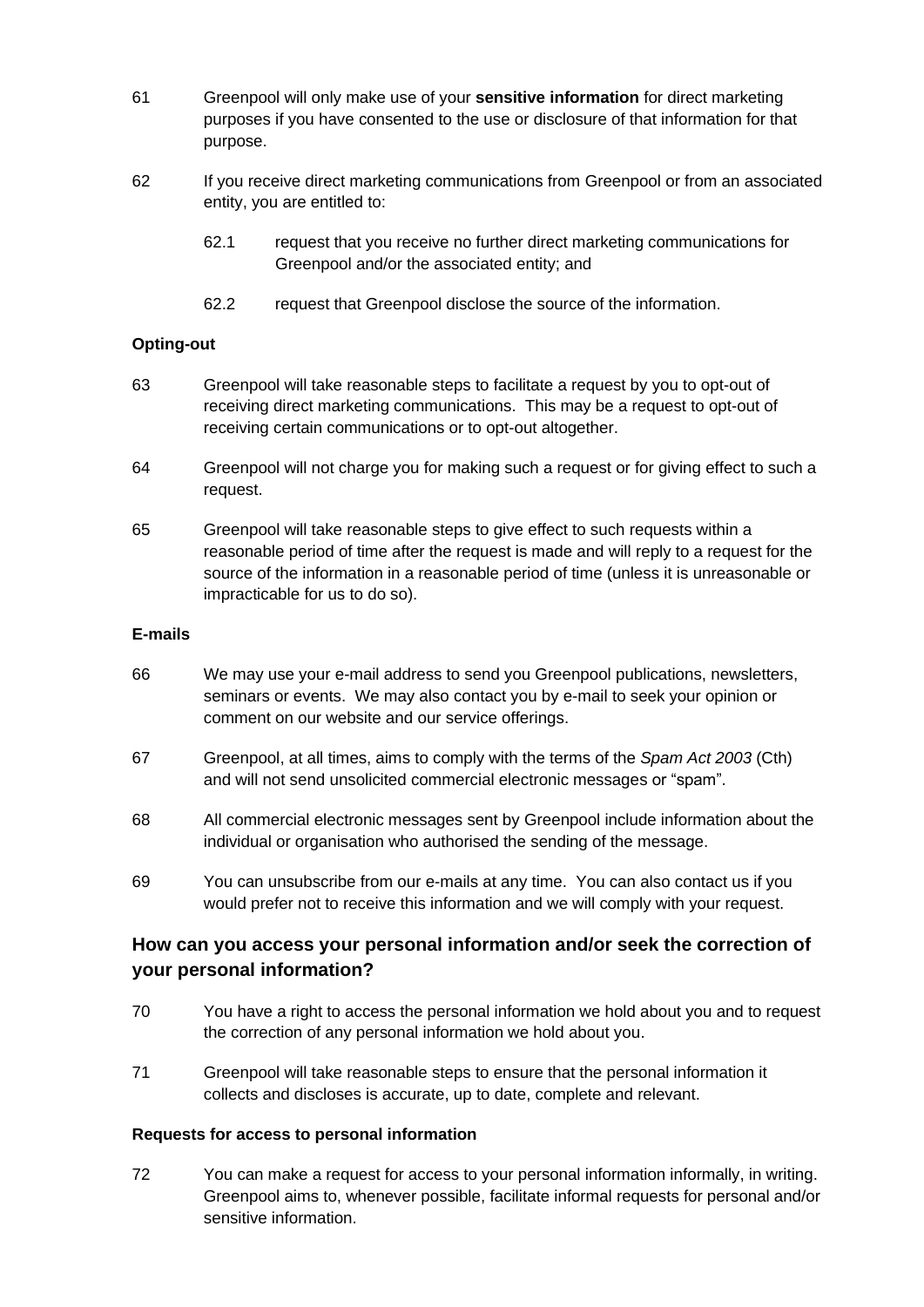61 Greenpool will only make use of your **sensitive information** for direct marketing purposes if you have consented to the use or disclosure of that information for that purpose.

62 If you receive direct marketing communications from Greenpool or from an associated entity, you are entitled to:

> 62.1 request that you receive no further direct marketing communications for Greenpool and/or the associated entity; and
>
> 62.2 request that Greenpool disclose the source of the information.

**Opting-out**

63 Greenpool will take reasonable steps to facilitate a request by you to opt-out of receiving direct marketing communications. This may be a request to opt-out of receiving certain communications or to opt-out altogether.

64 Greenpool will not charge you for making such a request or for giving effect to such a request.

65 Greenpool will take reasonable steps to give effect to such requests within a reasonable period of time after the request is made and will reply to a request for the source of the information in a reasonable period of time (unless it is unreasonable or impracticable for us to do so).

**E-mails**

66 We may use your e-mail address to send you Greenpool publications, newsletters, seminars or events. We may also contact you by e-mail to seek your opinion or comment on our website and our service offerings.

67 Greenpool, at all times, aims to comply with the terms of the *Spam Act 2003* (Cth) and will not send unsolicited commercial electronic messages or "spam".

68 All commercial electronic messages sent by Greenpool include information about the individual or organisation who authorised the sending of the message.

69 You can unsubscribe from our e-mails at any time. You can also contact us if you would prefer not to receive this information and we will comply with your request.

## How can you access your personal information and/or seek the correction of your personal information?

70 You have a right to access the personal information we hold about you and to request the correction of any personal information we hold about you.

71 Greenpool will take reasonable steps to ensure that the personal information it collects and discloses is accurate, up to date, complete and relevant.

**Requests for access to personal information**

72 You can make a request for access to your personal information informally, in writing. Greenpool aims to, whenever possible, facilitate informal requests for personal and/or sensitive information.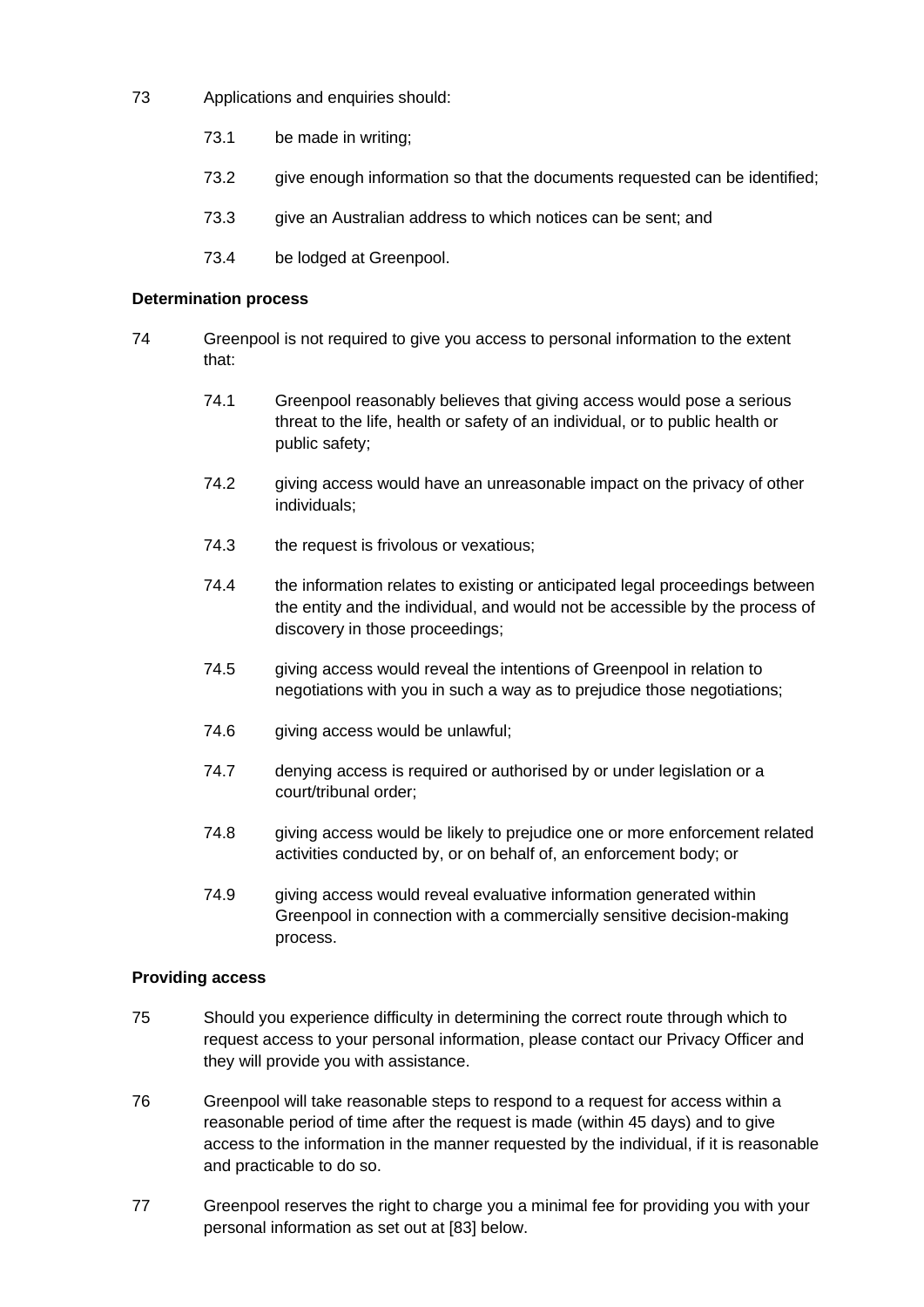73 Applications and enquiries should:

73.1 be made in writing;

73.2 give enough information so that the documents requested can be identified;

73.3 give an Australian address to which notices can be sent; and

73.4 be lodged at Greenpool.

**Determination process**

74 Greenpool is not required to give you access to personal information to the extent that:

74.1 Greenpool reasonably believes that giving access would pose a serious threat to the life, health or safety of an individual, or to public health or public safety;

74.2 giving access would have an unreasonable impact on the privacy of other individuals;

74.3 the request is frivolous or vexatious;

74.4 the information relates to existing or anticipated legal proceedings between the entity and the individual, and would not be accessible by the process of discovery in those proceedings;

74.5 giving access would reveal the intentions of Greenpool in relation to negotiations with you in such a way as to prejudice those negotiations;

74.6 giving access would be unlawful;

74.7 denying access is required or authorised by or under legislation or a court/tribunal order;

74.8 giving access would be likely to prejudice one or more enforcement related activities conducted by, or on behalf of, an enforcement body; or

74.9 giving access would reveal evaluative information generated within Greenpool in connection with a commercially sensitive decision-making process.

**Providing access**

75 Should you experience difficulty in determining the correct route through which to request access to your personal information, please contact our Privacy Officer and they will provide you with assistance.

76 Greenpool will take reasonable steps to respond to a request for access within a reasonable period of time after the request is made (within 45 days) and to give access to the information in the manner requested by the individual, if it is reasonable and practicable to do so.

77 Greenpool reserves the right to charge you a minimal fee for providing you with your personal information as set out at [83] below.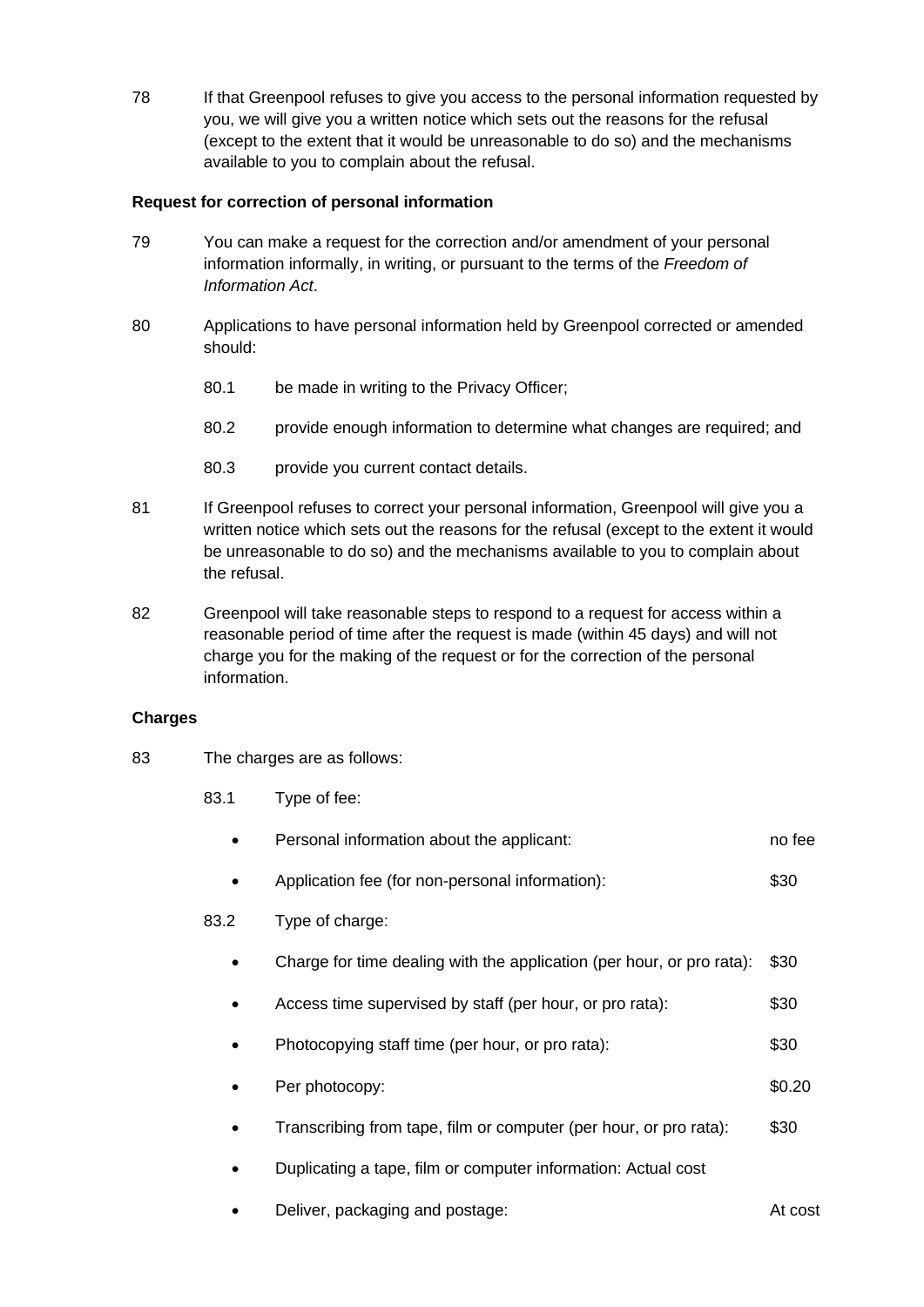78 If that Greenpool refuses to give you access to the personal information requested by you, we will give you a written notice which sets out the reasons for the refusal (except to the extent that it would be unreasonable to do so) and the mechanisms available to you to complain about the refusal.

**Request for correction of personal information**

79 You can make a request for the correction and/or amendment of your personal information informally, in writing, or pursuant to the terms of the *Freedom of Information Act*.

80 Applications to have personal information held by Greenpool corrected or amended should:

- 80.1 be made in writing to the Privacy Officer;
- 80.2 provide enough information to determine what changes are required; and
- 80.3 provide you current contact details.

81 If Greenpool refuses to correct your personal information, Greenpool will give you a written notice which sets out the reasons for the refusal (except to the extent it would be unreasonable to do so) and the mechanisms available to you to complain about the refusal.

82 Greenpool will take reasonable steps to respond to a request for access within a reasonable period of time after the request is made (within 45 days) and will not charge you for the making of the request or for the correction of the personal information.

**Charges**

83 The charges are as follows:

83.1 Type of fee:

| | |
|---|---|
| Personal information about the applicant: | no fee |
| Application fee (for non-personal information): | $30 |

83.2 Type of charge:

| | |
|---|---|
| Charge for time dealing with the application (per hour, or pro rata): | $30 |
| Access time supervised by staff (per hour, or pro rata): | $30 |
| Photocopying staff time (per hour, or pro rata): | $30 |
| Per photocopy: | $0.20 |
| Transcribing from tape, film or computer (per hour, or pro rata): | $30 |
| Duplicating a tape, film or computer information: Actual cost | |
| Deliver, packaging and postage: | At cost |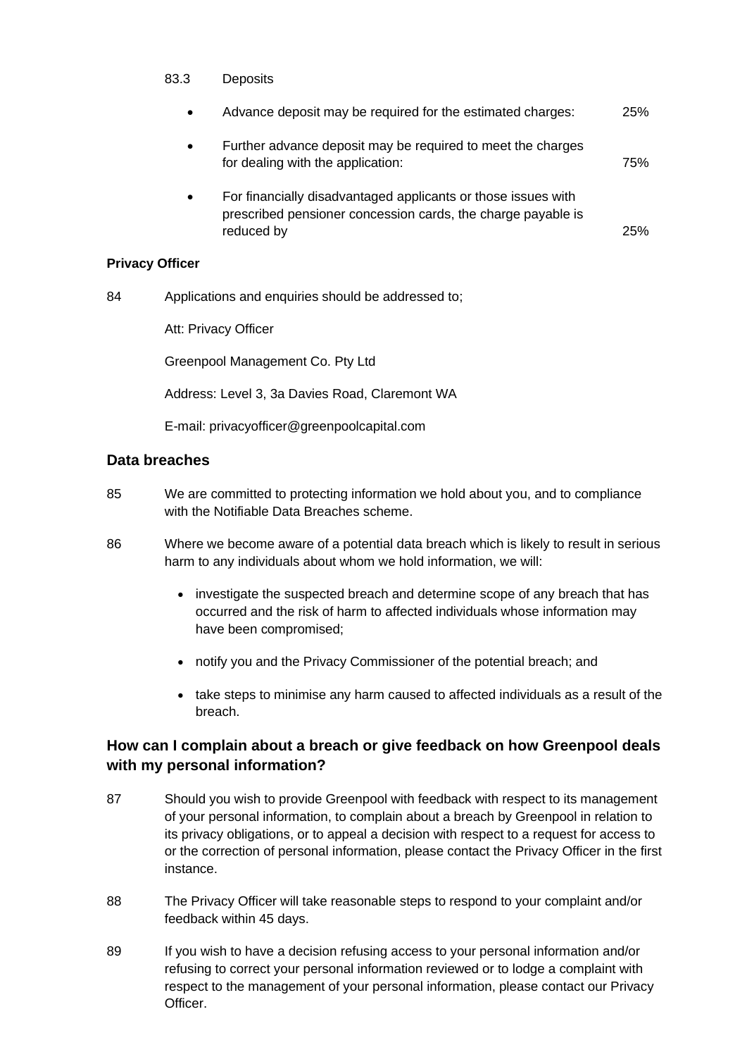83.3 Deposits

- Advance deposit may be required for the estimated charges: 25%
- Further advance deposit may be required to meet the charges for dealing with the application: 75%
- For financially disadvantaged applicants or those issues with prescribed pensioner concession cards, the charge payable is reduced by 25%

**Privacy Officer**

84 Applications and enquiries should be addressed to;

Att: Privacy Officer

Greenpool Management Co. Pty Ltd

Address: Level 3, 3a Davies Road, Claremont WA

E-mail: privacyofficer@greenpoolcapital.com

## Data breaches

85 We are committed to protecting information we hold about you, and to compliance with the Notifiable Data Breaches scheme.

86 Where we become aware of a potential data breach which is likely to result in serious harm to any individuals about whom we hold information, we will:

- investigate the suspected breach and determine scope of any breach that has occurred and the risk of harm to affected individuals whose information may have been compromised;
- notify you and the Privacy Commissioner of the potential breach; and
- take steps to minimise any harm caused to affected individuals as a result of the breach.

## How can I complain about a breach or give feedback on how Greenpool deals with my personal information?

87 Should you wish to provide Greenpool with feedback with respect to its management of your personal information, to complain about a breach by Greenpool in relation to its privacy obligations, or to appeal a decision with respect to a request for access to or the correction of personal information, please contact the Privacy Officer in the first instance.

88 The Privacy Officer will take reasonable steps to respond to your complaint and/or feedback within 45 days.

89 If you wish to have a decision refusing access to your personal information and/or refusing to correct your personal information reviewed or to lodge a complaint with respect to the management of your personal information, please contact our Privacy Officer.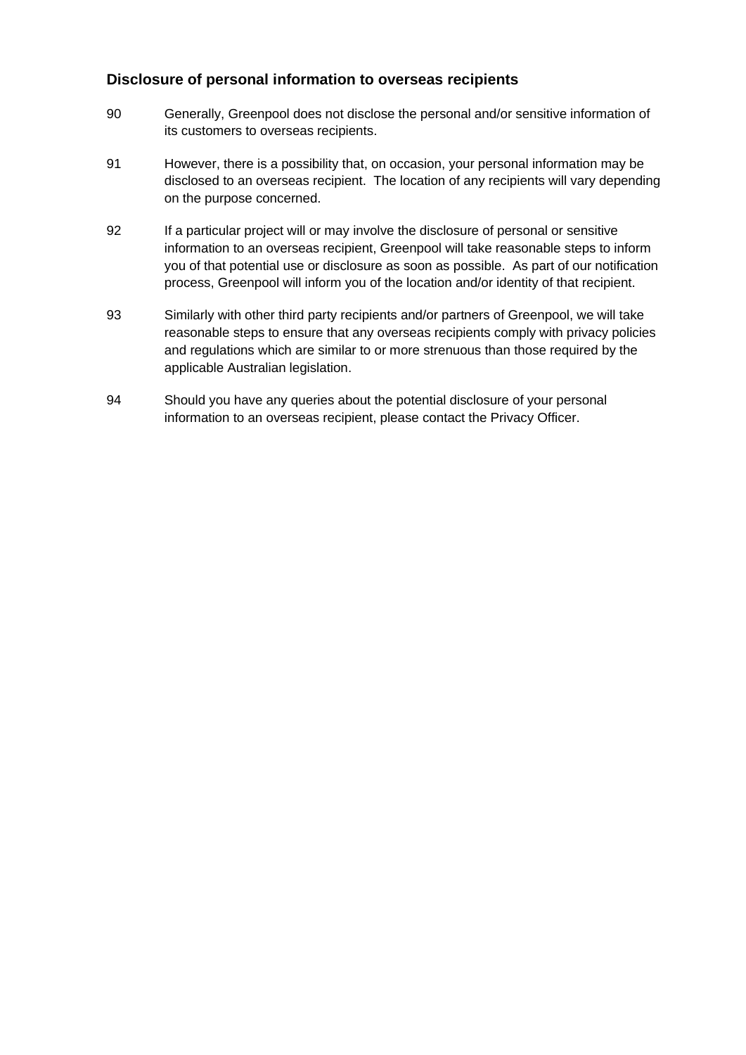### Disclosure of personal information to overseas recipients

90 Generally, Greenpool does not disclose the personal and/or sensitive information of its customers to overseas recipients.

91 However, there is a possibility that, on occasion, your personal information may be disclosed to an overseas recipient. The location of any recipients will vary depending on the purpose concerned.

92 If a particular project will or may involve the disclosure of personal or sensitive information to an overseas recipient, Greenpool will take reasonable steps to inform you of that potential use or disclosure as soon as possible. As part of our notification process, Greenpool will inform you of the location and/or identity of that recipient.

93 Similarly with other third party recipients and/or partners of Greenpool, we will take reasonable steps to ensure that any overseas recipients comply with privacy policies and regulations which are similar to or more strenuous than those required by the applicable Australian legislation.

94 Should you have any queries about the potential disclosure of your personal information to an overseas recipient, please contact the Privacy Officer.